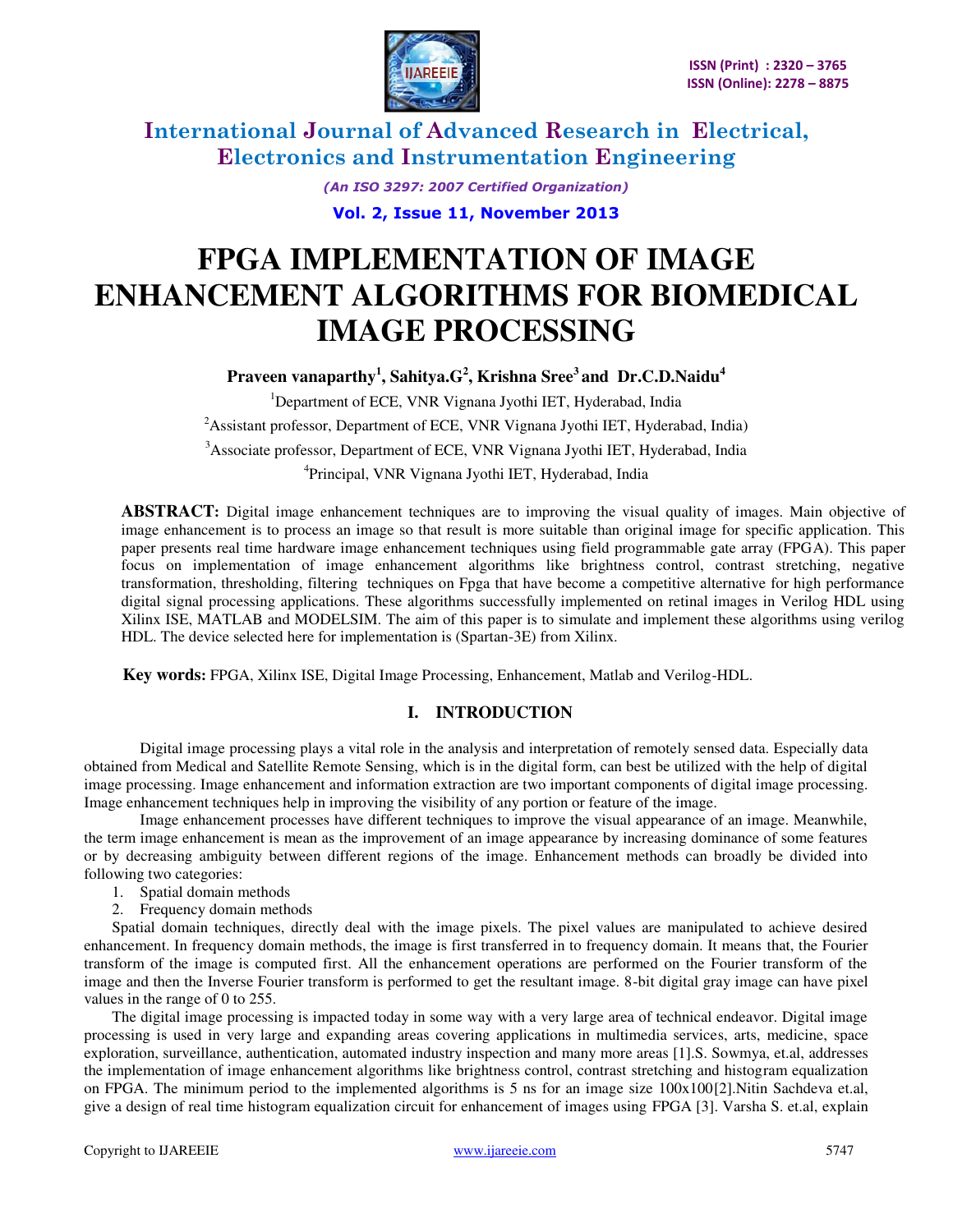# FPGA IMPLEMENTATION OF IMAGE ENHANCEMENT ALGORITHMS FOR BIOMEDICAL IMAGE PROCESSING

**Praveen vanaparthy[1], Sahitya.G[2], Krishna Sree[3] and Dr.C.D.Naidu[4]**

[1]Department of ECE, VNR Vignana Jyothi IET, Hyderabad, India

[2]Assistant professor, Department of ECE, VNR Vignana Jyothi IET, Hyderabad, India)

[3]Associate professor, Department of ECE, VNR Vignana Jyothi IET, Hyderabad, India

[4]Principal, VNR Vignana Jyothi IET, Hyderabad, India

**ABSTRACT:** Digital image enhancement techniques are to improving the visual quality of images. Main objective of image enhancement is to process an image so that result is more suitable than original image for specific application. This paper presents real time hardware image enhancement techniques using field programmable gate array (FPGA). This paper focus on implementation of image enhancement algorithms like brightness control, contrast stretching, negative transformation, thresholding, filtering techniques on Fpga that have become a competitive alternative for high performance digital signal processing applications. These algorithms successfully implemented on retinal images in Verilog HDL using Xilinx ISE, MATLAB and MODELSIM. The aim of this paper is to simulate and implement these algorithms using verilog HDL. The device selected here for implementation is (Spartan-3E) from Xilinx.

**Key words:** FPGA, Xilinx ISE, Digital Image Processing, Enhancement, Matlab and Verilog-HDL.

## I. INTRODUCTION

Digital image processing plays a vital role in the analysis and interpretation of remotely sensed data. Especially data obtained from Medical and Satellite Remote Sensing, which is in the digital form, can best be utilized with the help of digital image processing. Image enhancement and information extraction are two important components of digital image processing. Image enhancement techniques help in improving the visibility of any portion or feature of the image.

Image enhancement processes have different techniques to improve the visual appearance of an image. Meanwhile, the term image enhancement is mean as the improvement of an image appearance by increasing dominance of some features or by decreasing ambiguity between different regions of the image. Enhancement methods can broadly be divided into following two categories:

1. Spatial domain methods
2. Frequency domain methods

Spatial domain techniques, directly deal with the image pixels. The pixel values are manipulated to achieve desired enhancement. In frequency domain methods, the image is first transferred in to frequency domain. It means that, the Fourier transform of the image is computed first. All the enhancement operations are performed on the Fourier transform of the image and then the Inverse Fourier transform is performed to get the resultant image. 8-bit digital gray image can have pixel values in the range of 0 to 255.

The digital image processing is impacted today in some way with a very large area of technical endeavor. Digital image processing is used in very large and expanding areas covering applications in multimedia services, arts, medicine, space exploration, surveillance, authentication, automated industry inspection and many more areas [1].S. Sowmya, et.al, addresses the implementation of image enhancement algorithms like brightness control, contrast stretching and histogram equalization on FPGA. The minimum period to the implemented algorithms is 5 ns for an image size 100x100[2].Nitin Sachdeva et.al, give a design of real time histogram equalization circuit for enhancement of images using FPGA [3]. Varsha S. et.al, explain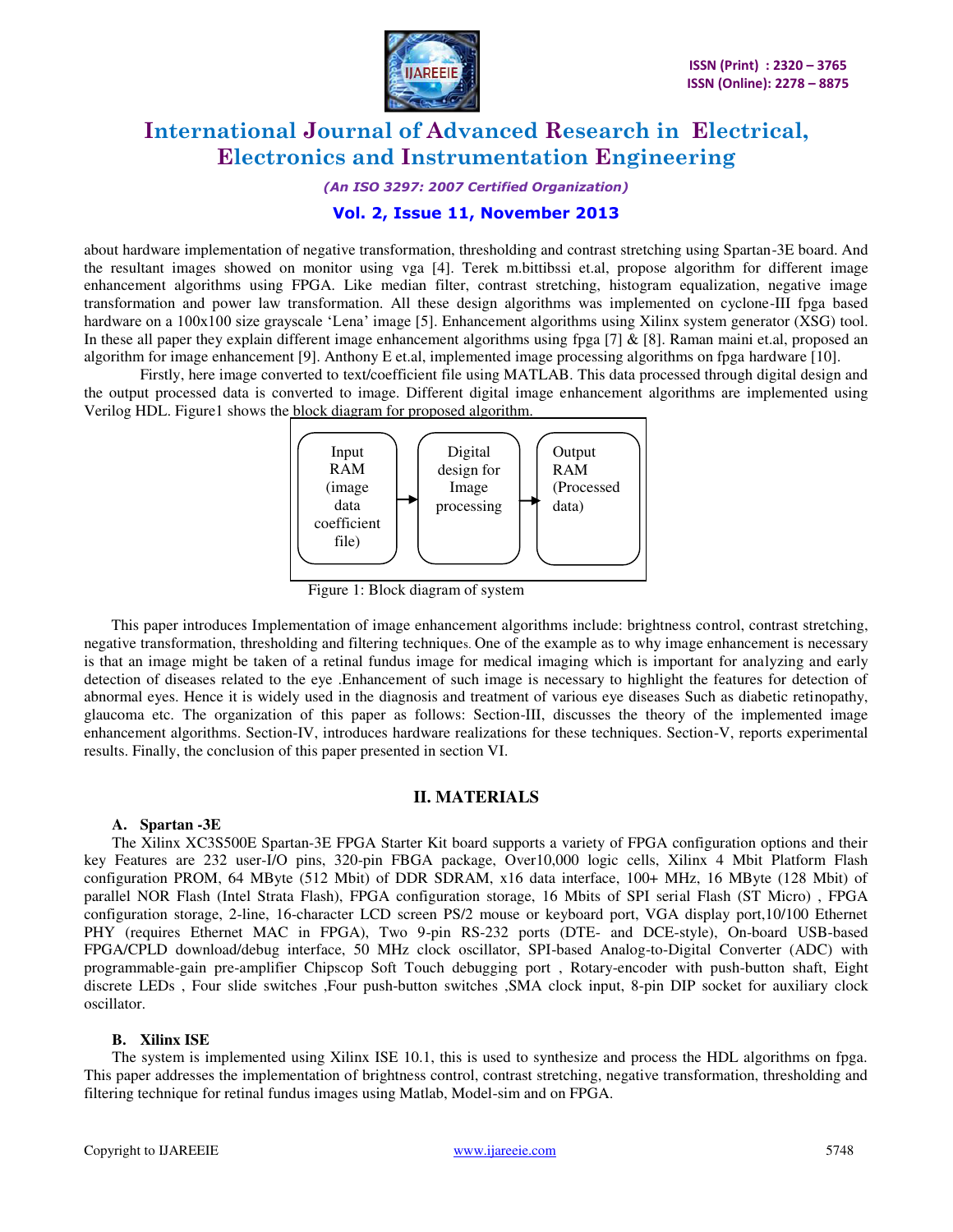about hardware implementation of negative transformation, thresholding and contrast stretching using Spartan-3E board. And the resultant images showed on monitor using vga [4]. Terek m.bittibssi et.al, propose algorithm for different image enhancement algorithms using FPGA. Like median filter, contrast stretching, histogram equalization, negative image transformation and power law transformation. All these design algorithms was implemented on cyclone-III fpga based hardware on a 100x100 size grayscale 'Lena' image [5]. Enhancement algorithms using Xilinx system generator (XSG) tool. In these all paper they explain different image enhancement algorithms using fpga [7] & [8]. Raman maini et.al, proposed an algorithm for image enhancement [9]. Anthony E et.al, implemented image processing algorithms on fpga hardware [10].

Firstly, here image converted to text/coefficient file using MATLAB. This data processed through digital design and the output processed data is converted to image. Different digital image enhancement algorithms are implemented using Verilog HDL. Figure1 shows the block diagram for proposed algorithm.

Input RAM (image data coefficient file) → Digital design for Image processing → Output RAM (Processed data)

Figure 1: Block diagram of system

This paper introduces Implementation of image enhancement algorithms include: brightness control, contrast stretching, negative transformation, thresholding and filtering techniques. One of the example as to why image enhancement is necessary is that an image might be taken of a retinal fundus image for medical imaging which is important for analyzing and early detection of diseases related to the eye .Enhancement of such image is necessary to highlight the features for detection of abnormal eyes. Hence it is widely used in the diagnosis and treatment of various eye diseases Such as diabetic retinopathy, glaucoma etc. The organization of this paper as follows: Section-III, discusses the theory of the implemented image enhancement algorithms. Section-IV, introduces hardware realizations for these techniques. Section-V, reports experimental results. Finally, the conclusion of this paper presented in section VI.

## II. MATERIALS

### A. Spartan -3E

The Xilinx XC3S500E Spartan-3E FPGA Starter Kit board supports a variety of FPGA configuration options and their key Features are 232 user-I/O pins, 320-pin FBGA package, Over10,000 logic cells, Xilinx 4 Mbit Platform Flash configuration PROM, 64 MByte (512 Mbit) of DDR SDRAM, x16 data interface, 100+ MHz, 16 MByte (128 Mbit) of parallel NOR Flash (Intel Strata Flash), FPGA configuration storage, 16 Mbits of SPI serial Flash (ST Micro) , FPGA configuration storage, 2-line, 16-character LCD screen PS/2 mouse or keyboard port, VGA display port,10/100 Ethernet PHY (requires Ethernet MAC in FPGA), Two 9-pin RS-232 ports (DTE- and DCE-style), On-board USB-based FPGA/CPLD download/debug interface, 50 MHz clock oscillator, SPI-based Analog-to-Digital Converter (ADC) with programmable-gain pre-amplifier Chipscop Soft Touch debugging port , Rotary-encoder with push-button shaft, Eight discrete LEDs , Four slide switches ,Four push-button switches ,SMA clock input, 8-pin DIP socket for auxiliary clock oscillator.

### B. Xilinx ISE

The system is implemented using Xilinx ISE 10.1, this is used to synthesize and process the HDL algorithms on fpga. This paper addresses the implementation of brightness control, contrast stretching, negative transformation, thresholding and filtering technique for retinal fundus images using Matlab, Model-sim and on FPGA.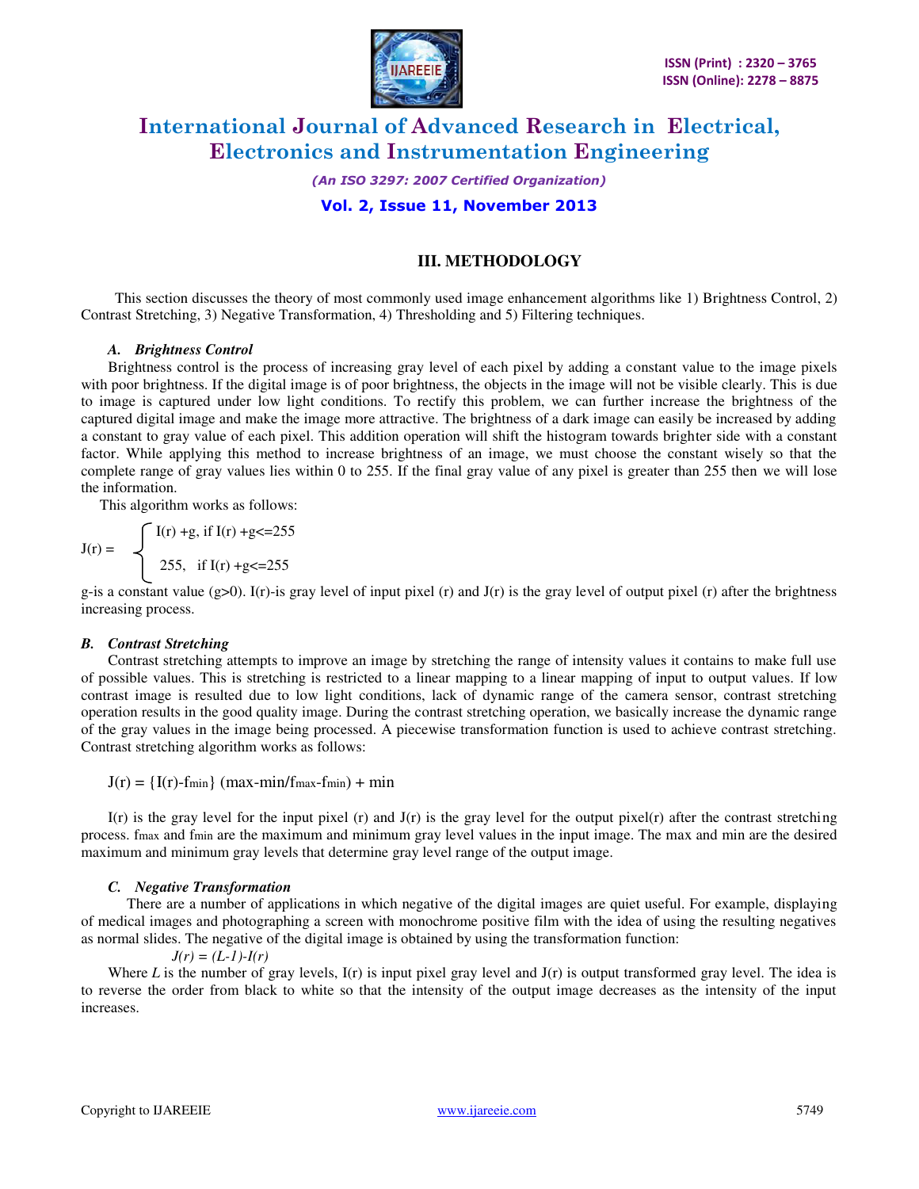## III. METHODOLOGY

This section discusses the theory of most commonly used image enhancement algorithms like 1) Brightness Control, 2) Contrast Stretching, 3) Negative Transformation, 4) Thresholding and 5) Filtering techniques.

### *A. Brightness Control*

Brightness control is the process of increasing gray level of each pixel by adding a constant value to the image pixels with poor brightness. If the digital image is of poor brightness, the objects in the image will not be visible clearly. This is due to image is captured under low light conditions. To rectify this problem, we can further increase the brightness of the captured digital image and make the image more attractive. The brightness of a dark image can easily be increased by adding a constant to gray value of each pixel. This addition operation will shift the histogram towards brighter side with a constant factor. While applying this method to increase brightness of an image, we must choose the constant wisely so that the complete range of gray values lies within 0 to 255. If the final gray value of any pixel is greater than 255 then we will lose the information.

This algorithm works as follows:

$$J(r) = \begin{cases} I(r) + g, & \text{if } I(r) + g <= 255 \\ 255, & \text{if } I(r) + g <= 255 \end{cases}$$

g-is a constant value (g>0). I(r)-is gray level of input pixel (r) and J(r) is the gray level of output pixel (r) after the brightness increasing process.

### *B. Contrast Stretching*

Contrast stretching attempts to improve an image by stretching the range of intensity values it contains to make full use of possible values. This is stretching is restricted to a linear mapping to a linear mapping of input to output values. If low contrast image is resulted due to low light conditions, lack of dynamic range of the camera sensor, contrast stretching operation results in the good quality image. During the contrast stretching operation, we basically increase the dynamic range of the gray values in the image being processed. A piecewise transformation function is used to achieve contrast stretching. Contrast stretching algorithm works as follows:

$$J(r) = \{I(r)-f_{min}\} (max-min/f_{max}-f_{min}) + min$$

I(r) is the gray level for the input pixel (r) and J(r) is the gray level for the output pixel(r) after the contrast stretching process. $f_{max}$ and $f_{min}$ are the maximum and minimum gray level values in the input image. The max and min are the desired maximum and minimum gray levels that determine gray level range of the output image.

### *C. Negative Transformation*

There are a number of applications in which negative of the digital images are quiet useful. For example, displaying of medical images and photographing a screen with monochrome positive film with the idea of using the resulting negatives as normal slides. The negative of the digital image is obtained by using the transformation function:

$$J(r) = (L-1)-I(r)$$

Where *L* is the number of gray levels, I(r) is input pixel gray level and J(r) is output transformed gray level. The idea is to reverse the order from black to white so that the intensity of the output image decreases as the intensity of the input increases.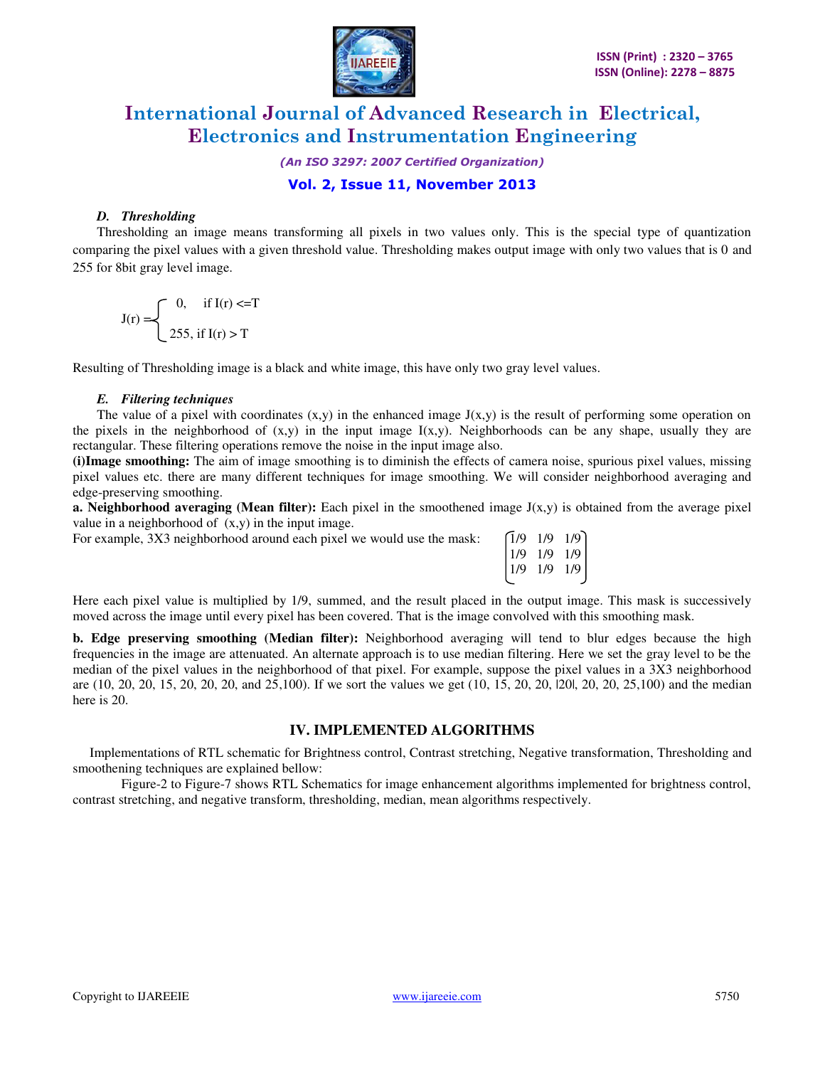### D. Thresholding

Thresholding an image means transforming all pixels in two values only. This is the special type of quantization comparing the pixel values with a given threshold value. Thresholding makes output image with only two values that is 0 and 255 for 8bit gray level image.

$$J(r) = \begin{cases} 0, & \text{if } I(r) <= T \\ 255, & \text{if } I(r) > T \end{cases}$$

Resulting of Thresholding image is a black and white image, this have only two gray level values.

### E. Filtering techniques

The value of a pixel with coordinates (x,y) in the enhanced image J(x,y) is the result of performing some operation on the pixels in the neighborhood of (x,y) in the input image I(x,y). Neighborhoods can be any shape, usually they are rectangular. These filtering operations remove the noise in the input image also.

**(i)Image smoothing:** The aim of image smoothing is to diminish the effects of camera noise, spurious pixel values, missing pixel values etc. there are many different techniques for image smoothing. We will consider neighborhood averaging and edge-preserving smoothing.

**a. Neighborhood averaging (Mean filter):** Each pixel in the smoothened image J(x,y) is obtained from the average pixel value in a neighborhood of (x,y) in the input image.

For example, 3X3 neighborhood around each pixel we would use the mask:

$$\begin{bmatrix} 1/9 & 1/9 & 1/9 \\ 1/9 & 1/9 & 1/9 \\ 1/9 & 1/9 & 1/9 \end{bmatrix}$$

Here each pixel value is multiplied by 1/9, summed, and the result placed in the output image. This mask is successively moved across the image until every pixel has been covered. That is the image convolved with this smoothing mask.

**b. Edge preserving smoothing (Median filter):** Neighborhood averaging will tend to blur edges because the high frequencies in the image are attenuated. An alternate approach is to use median filtering. Here we set the gray level to be the median of the pixel values in the neighborhood of that pixel. For example, suppose the pixel values in a 3X3 neighborhood are (10, 20, 20, 15, 20, 20, 20, and 25,100). If we sort the values we get (10, 15, 20, 20, |20|, 20, 20, 25,100) and the median here is 20.

## IV. IMPLEMENTED ALGORITHMS

Implementations of RTL schematic for Brightness control, Contrast stretching, Negative transformation, Thresholding and smoothening techniques are explained bellow:

Figure-2 to Figure-7 shows RTL Schematics for image enhancement algorithms implemented for brightness control, contrast stretching, and negative transform, thresholding, median, mean algorithms respectively.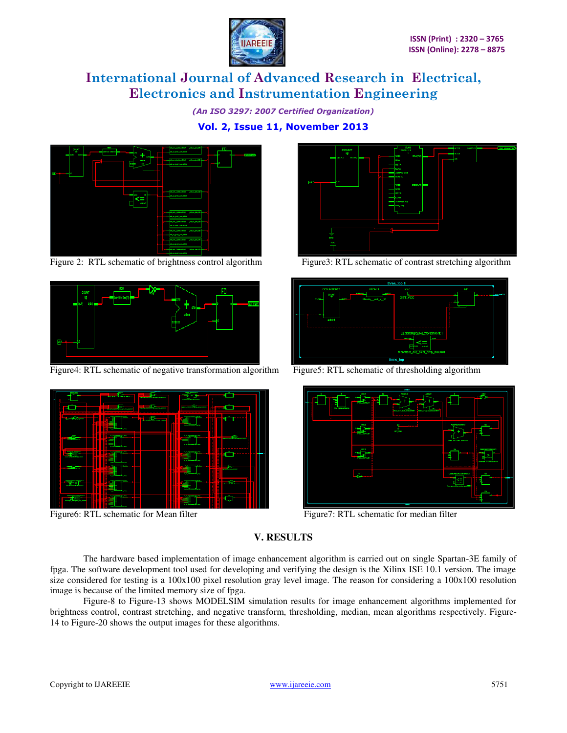Figure 2: RTL schematic of brightness control algorithm

Figure3: RTL schematic of contrast stretching algorithm

Figure4: RTL schematic of negative transformation algorithm

Figure5: RTL schematic of thresholding algorithm

Figure6: RTL schematic for Mean filter

Figure7: RTL schematic for median filter

## V. RESULTS

The hardware based implementation of image enhancement algorithm is carried out on single Spartan-3E family of fpga. The software development tool used for developing and verifying the design is the Xilinx ISE 10.1 version. The image size considered for testing is a 100x100 pixel resolution gray level image. The reason for considering a 100x100 resolution image is because of the limited memory size of fpga.

Figure-8 to Figure-13 shows MODELSIM simulation results for image enhancement algorithms implemented for brightness control, contrast stretching, and negative transform, thresholding, median, mean algorithms respectively. Figure-14 to Figure-20 shows the output images for these algorithms.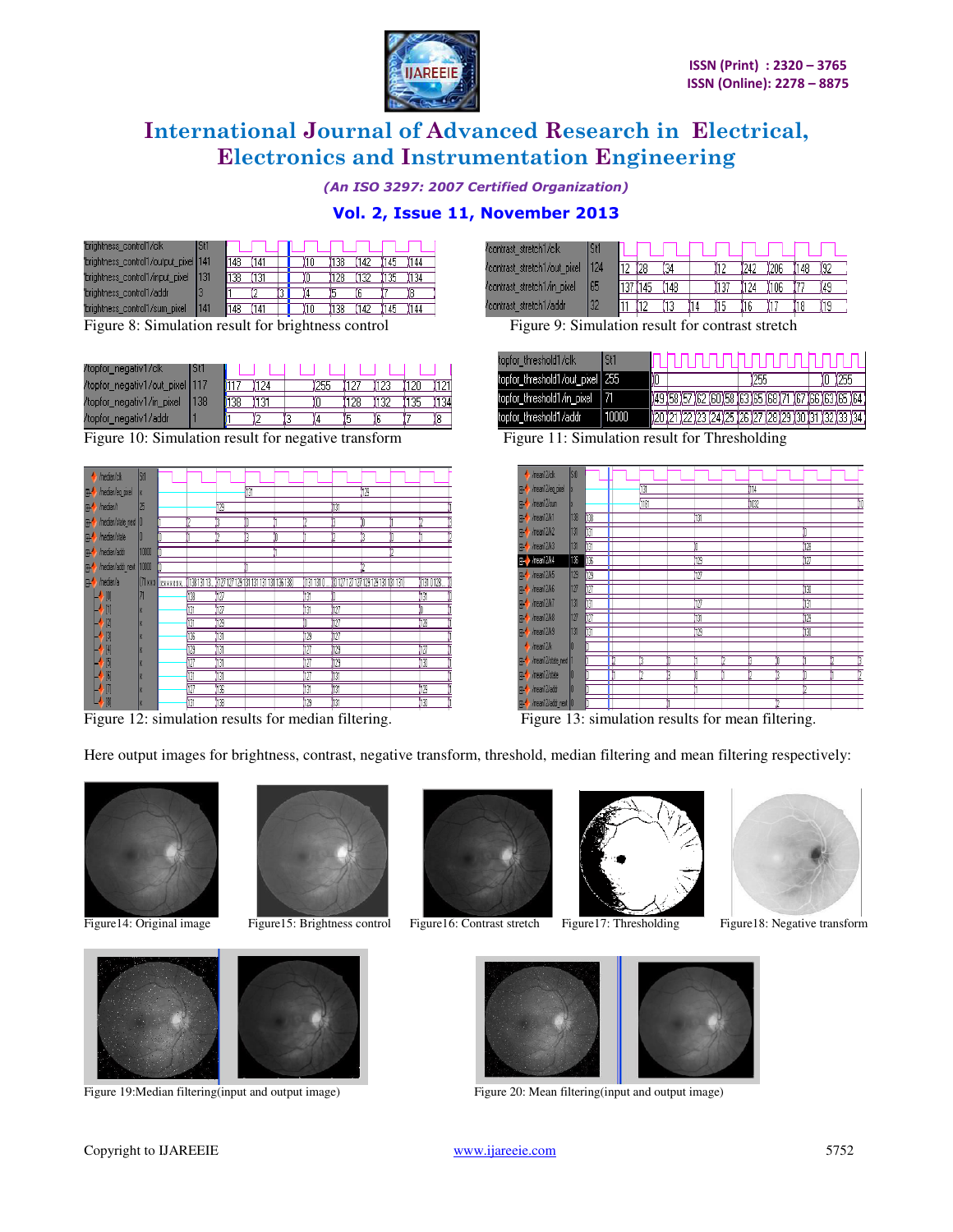Figure 8: Simulation result for brightness control

Figure 9: Simulation result for contrast stretch

Figure 10: Simulation result for negative transform

Figure 11: Simulation result for Thresholding

Figure 12: simulation results for median filtering.

Figure 13: simulation results for mean filtering.

Here output images for brightness, contrast, negative transform, threshold, median filtering and mean filtering respectively:

Figure14: Original image

Figure15: Brightness control

Figure16: Contrast stretch

Figure17: Thresholding

Figure18: Negative transform

Figure 19:Median filtering(input and output image)

Figure 20: Mean filtering(input and output image)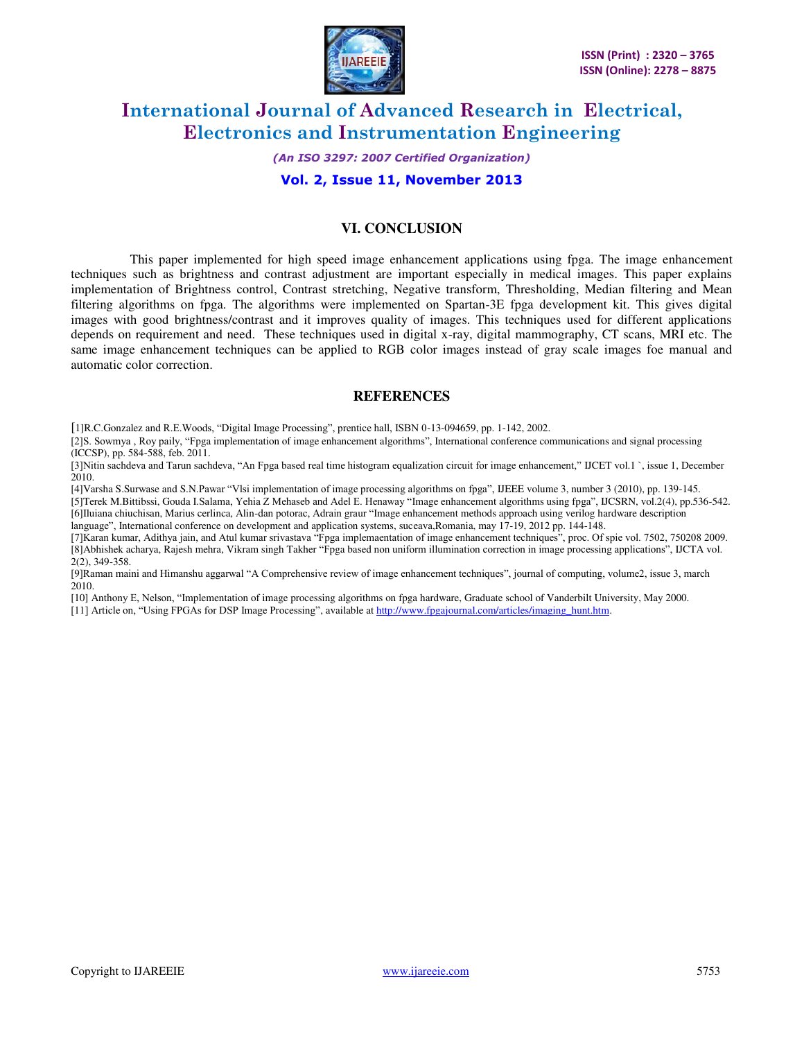## VI. CONCLUSION

This paper implemented for high speed image enhancement applications using fpga. The image enhancement techniques such as brightness and contrast adjustment are important especially in medical images. This paper explains implementation of Brightness control, Contrast stretching, Negative transform, Thresholding, Median filtering and Mean filtering algorithms on fpga. The algorithms were implemented on Spartan-3E fpga development kit. This gives digital images with good brightness/contrast and it improves quality of images. This techniques used for different applications depends on requirement and need. These techniques used in digital x-ray, digital mammography, CT scans, MRI etc. The same image enhancement techniques can be applied to RGB color images instead of gray scale images foe manual and automatic color correction.

## REFERENCES

[1]R.C.Gonzalez and R.E.Woods, "Digital Image Processing", prentice hall, ISBN 0-13-094659, pp. 1-142, 2002.

[2]S. Sowmya , Roy paily, "Fpga implementation of image enhancement algorithms", International conference communications and signal processing (ICCSP), pp. 584-588, feb. 2011.

[3]Nitin sachdeva and Tarun sachdeva, "An Fpga based real time histogram equalization circuit for image enhancement," IJCET vol.1 `, issue 1, December 2010.

[4]Varsha S.Surwase and S.N.Pawar "Vlsi implementation of image processing algorithms on fpga", IJEEE volume 3, number 3 (2010), pp. 139-145.

[5]Terek M.Bittibssi, Gouda I.Salama, Yehia Z Mehaseb and Adel E. Henaway "Image enhancement algorithms using fpga", IJCSRN, vol.2(4), pp.536-542.

[6]Iluiana chiuchisan, Marius cerlinca, Alin-dan potorac, Adrain graur "Image enhancement methods approach using verilog hardware description language", International conference on development and application systems, suceava,Romania, may 17-19, 2012 pp. 144-148.

[7]Karan kumar, Adithya jain, and Atul kumar srivastava "Fpga implemaentation of image enhancement techniques", proc. Of spie vol. 7502, 750208 2009.

[8]Abhishek acharya, Rajesh mehra, Vikram singh Takher "Fpga based non uniform illumination correction in image processing applications", IJCTA vol. 2(2), 349-358.

[9]Raman maini and Himanshu aggarwal "A Comprehensive review of image enhancement techniques", journal of computing, volume2, issue 3, march 2010.

[10] Anthony E, Nelson, "Implementation of image processing algorithms on fpga hardware, Graduate school of Vanderbilt University, May 2000.

[11] Article on, "Using FPGAs for DSP Image Processing", available at http://www.fpgajournal.com/articles/imaging_hunt.htm.